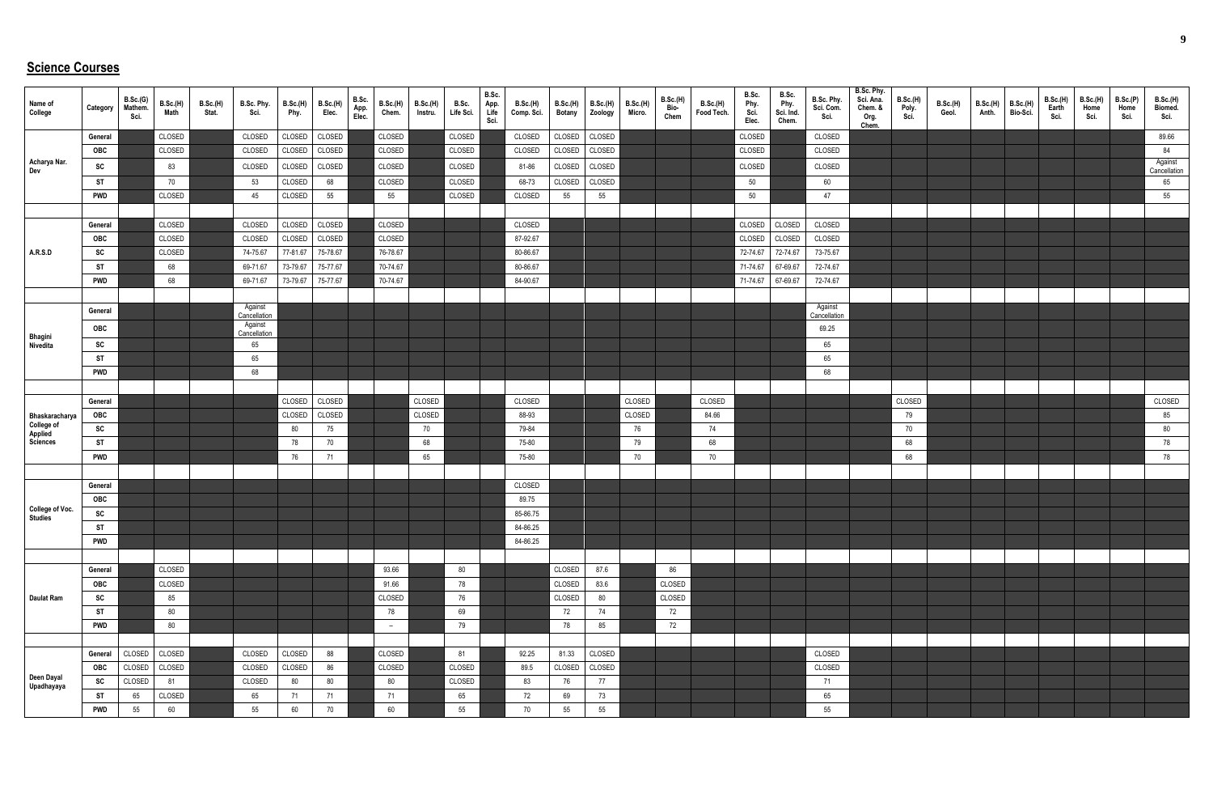## Science Courses

| Name of College | Category | B.Sc.(G) Mathem. Sci. | B.Sc.(H) Math | B.Sc.(H) Stat. | B.Sc. Phy. Sci. | B.Sc.(H) Phy. | B.Sc.(H) Elec. | B.Sc. App. Elec. | B.Sc.(H) Chem. | B.Sc.(H) Instru. | B.Sc. Life Sci. | B.Sc. App. Life Sci. | B.Sc.(H) Comp. Sci. | B.Sc.(H) Botany | B.Sc.(H) Zoology | B.Sc.(H) Micro. | B.Sc.(H) Bio-Chem | B.Sc.(H) Food Tech. | B.Sc. Phy. Sci. Elec. | B.Sc. Phy. Sci. Ind. Chem. | B.Sc. Phy. Sci. Com. Sci. | B.Sc. Phy. Sci. Ana. Chem. & Org. Chem. | B.Sc.(H) Poly. Sci. | B.Sc.(H) Geol. | B.Sc.(H) Anth. | B.Sc.(H) Bio-Sci. | B.Sc.(H) Earth Sci. | B.Sc.(H) Home Sci. | B.Sc.(P) Home Sci. | B.Sc.(H) Biomed. Sci. |
|---|---|---|---|---|---|---|---|---|---|---|---|---|---|---|---|---|---|---|---|---|---|---|---|---|---|---|---|---|---|---|
| Acharya Nar. Dev | General | | CLOSED | | CLOSED | CLOSED | CLOSED | | CLOSED | | CLOSED | | CLOSED | CLOSED | CLOSED | | | | CLOSED | | CLOSED | | | | | | | | | 89.66 |
| | OBC | | CLOSED | | CLOSED | CLOSED | CLOSED | | CLOSED | | CLOSED | | CLOSED | CLOSED | CLOSED | | | | CLOSED | | CLOSED | | | | | | | | | 84 |
| | SC | | 83 | | CLOSED | CLOSED | CLOSED | | CLOSED | | CLOSED | | 81-86 | CLOSED | CLOSED | | | | CLOSED | | CLOSED | | | | | | | | | Against Cancellation |
| | ST | | 70 | | 53 | CLOSED | 68 | | CLOSED | | CLOSED | | 68-73 | CLOSED | CLOSED | | | | 50 | | 60 | | | | | | | | | 65 |
| | PWD | | CLOSED | | 45 | CLOSED | 55 | | 55 | | CLOSED | | CLOSED | 55 | 55 | | | | 50 | | 47 | | | | | | | | | 55 |
| A.R.S.D | General | | CLOSED | | CLOSED | CLOSED | CLOSED | | CLOSED | | | | CLOSED | | | | | | CLOSED | CLOSED | CLOSED | | | | | | | | | |
| | OBC | | CLOSED | | CLOSED | CLOSED | CLOSED | | CLOSED | | | | 87-92.67 | | | | | | CLOSED | CLOSED | CLOSED | | | | | | | | | |
| | SC | | CLOSED | | 74-75.67 | 77-81.67 | 75-78.67 | | 76-78.67 | | | | 80-86.67 | | | | | | 72-74.67 | 72-74.67 | 73-75.67 | | | | | | | | | |
| | ST | | 68 | | 69-71.67 | 73-79.67 | 75-77.67 | | 70-74.67 | | | | 80-86.67 | | | | | | 71-74.67 | 67-69.67 | 72-74.67 | | | | | | | | | |
| | PWD | | 68 | | 69-71.67 | 73-79.67 | 75-77.67 | | 70-74.67 | | | | 84-90.67 | | | | | | 71-74.67 | 67-69.67 | 72-74.67 | | | | | | | | | |
| Bhagini Nivedita | General | | | | Against Cancellation | | | | | | | | | | | | | | | | Against Cancellation | | | | | | | | | |
| | OBC | | | | Against Cancellation | | | | | | | | | | | | | | | | 69.25 | | | | | | | | | |
| | SC | | | | 65 | | | | | | | | | | | | | | | | 65 | | | | | | | | | |
| | ST | | | | 65 | | | | | | | | | | | | | | | | 65 | | | | | | | | | |
| | PWD | | | | 68 | | | | | | | | | | | | | | | | 68 | | | | | | | | | |
| Bhaskaracharya College of Applied Sciences | General | | | | | CLOSED | CLOSED | | | CLOSED | | | CLOSED | | | CLOSED | | CLOSED | | | | | CLOSED | | | | | | | CLOSED |
| | OBC | | | | | CLOSED | CLOSED | | | CLOSED | | | 88-93 | | | CLOSED | | 84.66 | | | | | 79 | | | | | | | 85 |
| | SC | | | | | 80 | 75 | | | 70 | | | 79-84 | | | 76 | | 74 | | | | | 70 | | | | | | | 80 |
| | ST | | | | | 78 | 70 | | | 68 | | | 75-80 | | | 79 | | 68 | | | | | 68 | | | | | | | 78 |
| | PWD | | | | | 76 | 71 | | | 65 | | | 75-80 | | | 70 | | 70 | | | | | 68 | | | | | | | 78 |
| College of Voc. Studies | General | | | | | | | | | | | | CLOSED | | | | | | | | | | | | | | | | | |
| | OBC | | | | | | | | | | | | 89.75 | | | | | | | | | | | | | | | | | |
| | SC | | | | | | | | | | | | 85-86.75 | | | | | | | | | | | | | | | | | |
| | ST | | | | | | | | | | | | 84-86.25 | | | | | | | | | | | | | | | | | |
| | PWD | | | | | | | | | | | | 84-86.25 | | | | | | | | | | | | | | | | | |
| Daulat Ram | General | | CLOSED | | | | | | 93.66 | | 80 | | | CLOSED | 87.6 | | 86 | | | | | | | | | | | | | |
| | OBC | | CLOSED | | | | | | 91.66 | | 78 | | | CLOSED | 83.6 | | CLOSED | | | | | | | | | | | | | |
| | SC | | 85 | | | | | | CLOSED | | 76 | | | CLOSED | 80 | | CLOSED | | | | | | | | | | | | | |
| | ST | | 80 | | | | | | 78 | | 69 | | | 72 | 74 | | 72 | | | | | | | | | | | | | |
| | PWD | | 80 | | | | | | – | | 79 | | | 78 | 85 | | 72 | | | | | | | | | | | | | |
| Deen Dayal Upadhayaya | General | CLOSED | CLOSED | | CLOSED | CLOSED | 88 | | CLOSED | | 81 | | 92.25 | 81.33 | CLOSED | | | | | | CLOSED | | | | | | | | | |
| | OBC | CLOSED | CLOSED | | CLOSED | CLOSED | 86 | | CLOSED | | CLOSED | | 89.5 | CLOSED | CLOSED | | | | | | CLOSED | | | | | | | | | |
| | SC | CLOSED | 81 | | CLOSED | 80 | 80 | | 80 | | CLOSED | | 83 | 76 | 77 | | | | | | 71 | | | | | | | | | |
| | ST | 65 | CLOSED | | 65 | 71 | 71 | | 71 | | 65 | | 72 | 69 | 73 | | | | | | 65 | | | | | | | | | |
| | PWD | 55 | 60 | | 55 | 60 | 70 | | 60 | | 55 | | 70 | 55 | 55 | | | | | | 55 | | | | | | | | | |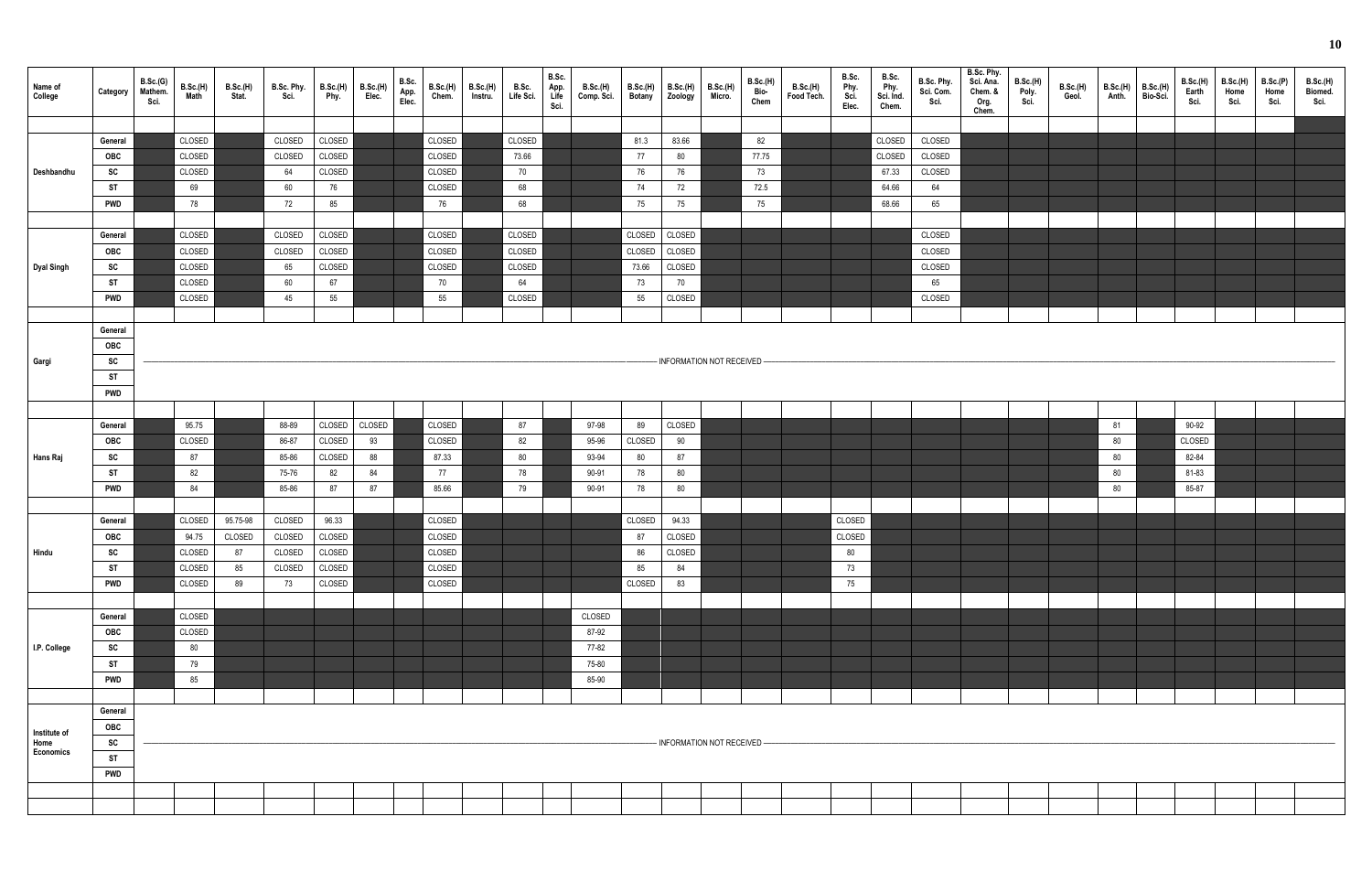| Name of College | Category | B.Sc.(G) Mathem. Sci. | B.Sc.(H) Math | B.Sc.(H) Stat. | B.Sc. Phy. Sci. | B.Sc.(H) Phy. | B.Sc.(H) Elec. | B.Sc. App. Elec. | B.Sc.(H) Chem. | B.Sc.(H) Instru. | B.Sc. Life Sci. | B.Sc. App. Life Sci. | B.Sc.(H) Comp. Sci. | B.Sc.(H) Botany | B.Sc.(H) Zoology | B.Sc.(H) Micro. | B.Sc.(H) Bio-Chem | B.Sc.(H) Food Tech. | B.Sc. Phy. Sci. Elec. | B.Sc. Phy. Sci. Ind. Chem. | B.Sc. Phy. Sci. Com. Sci. | B.Sc. Phy. Sci. Ana. Chem. & Org. Chem. | B.Sc.(H) Poly. Sci. | B.Sc.(H) Geol. | B.Sc.(H) Anth. | B.Sc.(H) Bio-Sci. | B.Sc.(H) Earth Sci. | B.Sc.(H) Home Sci. | B.Sc.(P) Home Sci. | B.Sc.(H) Biomed. Sci. |
|---|---|---|---|---|---|---|---|---|---|---|---|---|---|---|---|---|---|---|---|---|---|---|---|---|---|---|---|---|---|---|
| Deshbandhu | General | | CLOSED | | CLOSED | CLOSED | | | CLOSED | | CLOSED | | | 81.3 | 83.66 | | 82 | | | CLOSED | CLOSED | | | | | | | | | |
| | OBC | | CLOSED | | CLOSED | CLOSED | | | CLOSED | | 73.66 | | | 77 | 80 | | 77.75 | | | CLOSED | CLOSED | | | | | | | | | |
| | SC | | CLOSED | | 64 | CLOSED | | | CLOSED | | 70 | | | 76 | 76 | | 73 | | | 67.33 | CLOSED | | | | | | | | | |
| | ST | | 69 | | 60 | 76 | | | CLOSED | | 68 | | | 74 | 72 | | 72.5 | | | 64.66 | 64 | | | | | | | | | |
| | PWD | | 78 | | 72 | 85 | | | 76 | | 68 | | | 75 | 75 | | 75 | | | 68.66 | 65 | | | | | | | | | |
| Dyal Singh | General | | CLOSED | | CLOSED | CLOSED | | | CLOSED | | CLOSED | | | CLOSED | CLOSED | | | | | | CLOSED | | | | | | | | | |
| | OBC | | CLOSED | | CLOSED | CLOSED | | | CLOSED | | CLOSED | | | CLOSED | CLOSED | | | | | | CLOSED | | | | | | | | | |
| | SC | | CLOSED | | 65 | CLOSED | | | CLOSED | | CLOSED | | | 73.66 | CLOSED | | | | | | CLOSED | | | | | | | | | |
| | ST | | CLOSED | | 60 | 67 | | | 70 | | 64 | | | 73 | 70 | | | | | | 65 | | | | | | | | | |
| | PWD | | CLOSED | | 45 | 55 | | | 55 | | CLOSED | | | 55 | CLOSED | | | | | | CLOSED | | | | | | | | | |
| Gargi | General | INFORMATION NOT RECEIVED | | | | | | | | | | | | | | | | | | | | | | | | | | | | |
| | OBC | | | | | | | | | | | | | | | | | | | | | | | | | | | | | |
| | SC | | | | | | | | | | | | | | | | | | | | | | | | | | | | | |
| | ST | | | | | | | | | | | | | | | | | | | | | | | | | | | | | |
| | PWD | | | | | | | | | | | | | | | | | | | | | | | | | | | | | |
| Hans Raj | General | | 95.75 | | 88-89 | CLOSED | CLOSED | | CLOSED | | 87 | | 97-98 | 89 | CLOSED | | | | | | | | | | 81 | | 90-92 | | | |
| | OBC | | CLOSED | | 86-87 | CLOSED | 93 | | CLOSED | | 82 | | 95-96 | CLOSED | 90 | | | | | | | | | | 80 | | CLOSED | | | |
| | SC | | 87 | | 85-86 | CLOSED | 88 | | 87.33 | | 80 | | 93-94 | 80 | 87 | | | | | | | | | | 80 | | 82-84 | | | |
| | ST | | 82 | | 75-76 | 82 | 84 | | 77 | | 78 | | 90-91 | 78 | 80 | | | | | | | | | | 80 | | 81-83 | | | |
| | PWD | | 84 | | 85-86 | 87 | 87 | | 85.66 | | 79 | | 90-91 | 78 | 80 | | | | | | | | | | 80 | | 85-87 | | | |
| Hindu | General | | CLOSED | 95.75-98 | CLOSED | 96.33 | | | CLOSED | | | | | CLOSED | 94.33 | | | | CLOSED | | | | | | | | | | | |
| | OBC | | 94.75 | CLOSED | CLOSED | CLOSED | | | CLOSED | | | | | 87 | CLOSED | | | | CLOSED | | | | | | | | | | | |
| | SC | | CLOSED | 87 | CLOSED | CLOSED | | | CLOSED | | | | | 86 | CLOSED | | | | 80 | | | | | | | | | | | |
| | ST | | CLOSED | 85 | CLOSED | CLOSED | | | CLOSED | | | | | 85 | 84 | | | | 73 | | | | | | | | | | | |
| | PWD | | CLOSED | 89 | 73 | CLOSED | | | CLOSED | | | | | CLOSED | 83 | | | | 75 | | | | | | | | | | | |
| I.P. College | General | | CLOSED | | | | | | | | | | CLOSED | | | | | | | | | | | | | | | | | |
| | OBC | | CLOSED | | | | | | | | | | 87-92 | | | | | | | | | | | | | | | | | |
| | SC | | 80 | | | | | | | | | | 77-82 | | | | | | | | | | | | | | | | | |
| | ST | | 79 | | | | | | | | | | 75-80 | | | | | | | | | | | | | | | | | |
| | PWD | | 85 | | | | | | | | | | 85-90 | | | | | | | | | | | | | | | | | |
| Institute of Home Economics | General | INFORMATION NOT RECEIVED | | | | | | | | | | | | | | | | | | | | | | | | | | | | |
| | OBC | | | | | | | | | | | | | | | | | | | | | | | | | | | | | |
| | SC | | | | | | | | | | | | | | | | | | | | | | | | | | | | | |
| | ST | | | | | | | | | | | | | | | | | | | | | | | | | | | | | |
| | PWD | | | | | | | | | | | | | | | | | | | | | | | | | | | | | |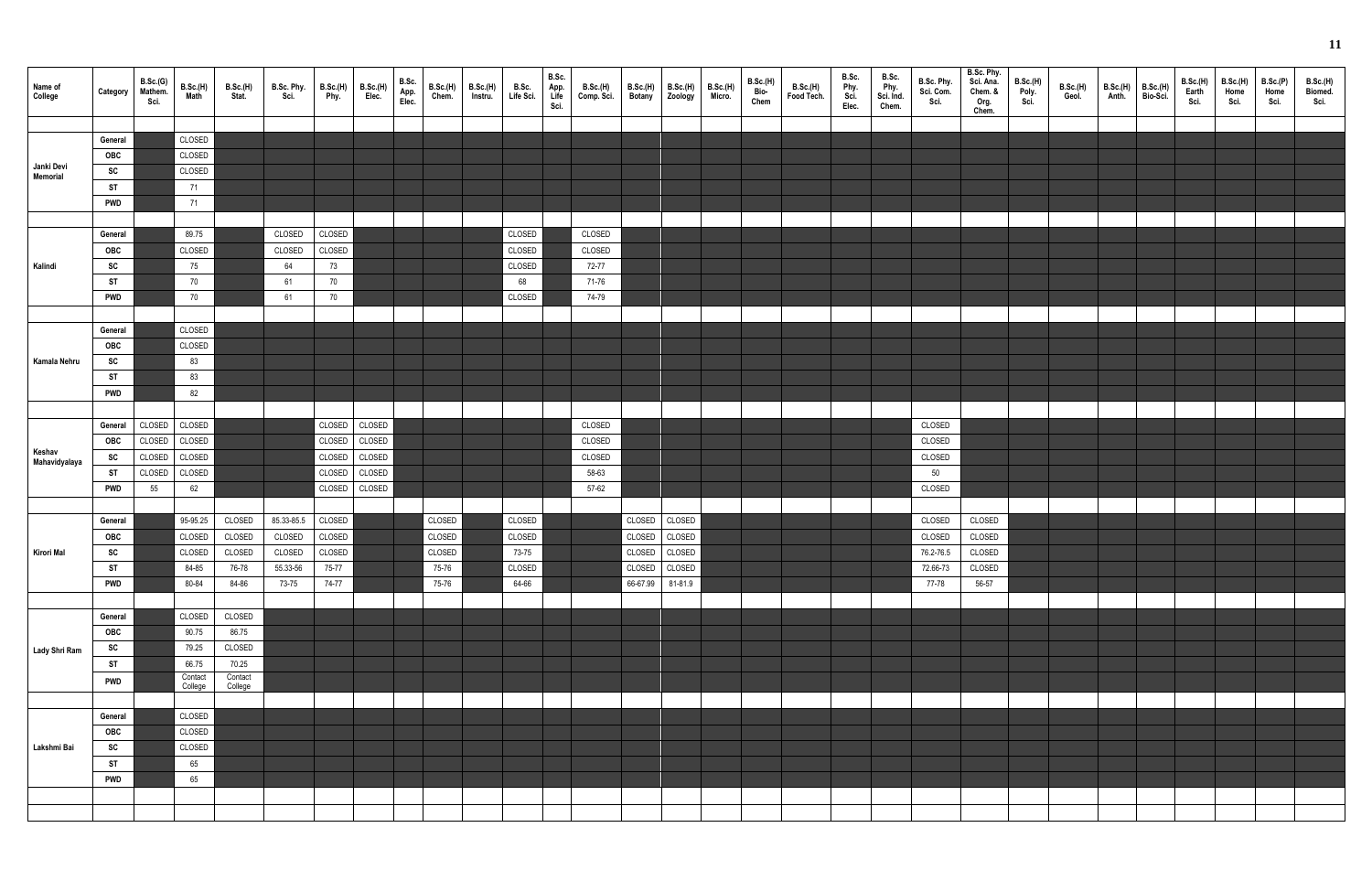| Name of College | Category | B.Sc.(G) Mathem. Sci. | B.Sc.(H) Math | B.Sc.(H) Stat. | B.Sc. Phy. Sci. | B.Sc.(H) Phy. | B.Sc.(H) Elec. | B.Sc. App. Elec. | B.Sc.(H) Chem. | B.Sc.(H) Instru. | B.Sc. Life Sci. | B.Sc. App. Life Sci. | B.Sc.(H) Comp. Sci. | B.Sc.(H) Botany | B.Sc.(H) Zoology | B.Sc.(H) Micro. | B.Sc.(H) Bio-Chem | B.Sc.(H) Food Tech. | B.Sc. Phy. Sci. Elec. | B.Sc. Phy. Sci. Ind. Chem. | B.Sc. Phy. Sci. Com. Sci. | B.Sc. Phy. Sci. Ana. Chem. & Org. Chem. | B.Sc.(H) Poly. Sci. | B.Sc.(H) Geol. | B.Sc.(H) Anth. | B.Sc.(H) Bio-Sci. | B.Sc.(H) Earth Sci. | B.Sc.(H) Home Sci. | B.Sc.(P) Home Sci. | B.Sc.(H) Biomed. Sci. |
|---|---|---|---|---|---|---|---|---|---|---|---|---|---|---|---|---|---|---|---|---|---|---|---|---|---|---|---|---|---|---|
| Janki Devi Memorial | General | | CLOSED | | | | | | | | | | | | | | | | | | | | | | | | | | | |
| | OBC | | CLOSED | | | | | | | | | | | | | | | | | | | | | | | | | | | |
| | SC | | CLOSED | | | | | | | | | | | | | | | | | | | | | | | | | | | |
| | ST | | 71 | | | | | | | | | | | | | | | | | | | | | | | | | | | |
| | PWD | | 71 | | | | | | | | | | | | | | | | | | | | | | | | | | | |
| Kalindi | General | | 89.75 | | CLOSED | CLOSED | | | | | CLOSED | | CLOSED | | | | | | | | | | | | | | | | | |
| | OBC | | CLOSED | | CLOSED | CLOSED | | | | | CLOSED | | CLOSED | | | | | | | | | | | | | | | | | |
| | SC | | 75 | | 64 | 73 | | | | | CLOSED | | 72-77 | | | | | | | | | | | | | | | | | |
| | ST | | 70 | | 61 | 70 | | | | | 68 | | 71-76 | | | | | | | | | | | | | | | | | |
| | PWD | | 70 | | 61 | 70 | | | | | CLOSED | | 74-79 | | | | | | | | | | | | | | | | | |
| Kamala Nehru | General | | CLOSED | | | | | | | | | | | | | | | | | | | | | | | | | | | |
| | OBC | | CLOSED | | | | | | | | | | | | | | | | | | | | | | | | | | | |
| | SC | | 83 | | | | | | | | | | | | | | | | | | | | | | | | | | | |
| | ST | | 83 | | | | | | | | | | | | | | | | | | | | | | | | | | | |
| | PWD | | 82 | | | | | | | | | | | | | | | | | | | | | | | | | | | |
| Keshav Mahavidyalaya | General | CLOSED | CLOSED | | | CLOSED | CLOSED | | | | | | CLOSED | | | | | | | | CLOSED | | | | | | | | | |
| | OBC | CLOSED | CLOSED | | | CLOSED | CLOSED | | | | | | CLOSED | | | | | | | | CLOSED | | | | | | | | | |
| | SC | CLOSED | CLOSED | | | CLOSED | CLOSED | | | | | | CLOSED | | | | | | | | CLOSED | | | | | | | | | |
| | ST | CLOSED | CLOSED | | | CLOSED | CLOSED | | | | | | 58-63 | | | | | | | | 50 | | | | | | | | | |
| | PWD | 55 | 62 | | | CLOSED | CLOSED | | | | | | 57-62 | | | | | | | | CLOSED | | | | | | | | | |
| Kirori Mal | General | | 95-95.25 | CLOSED | 85.33-85.5 | CLOSED | | | CLOSED | | CLOSED | | | CLOSED | CLOSED | | | | | | CLOSED | CLOSED | | | | | | | | |
| | OBC | | CLOSED | CLOSED | CLOSED | CLOSED | | | CLOSED | | CLOSED | | | CLOSED | CLOSED | | | | | | CLOSED | CLOSED | | | | | | | | |
| | SC | | CLOSED | CLOSED | CLOSED | CLOSED | | | CLOSED | | 73-75 | | | CLOSED | CLOSED | | | | | | 76.2-76.5 | CLOSED | | | | | | | | |
| | ST | | 84-85 | 76-78 | 55.33-56 | 75-77 | | | 75-76 | | CLOSED | | | CLOSED | CLOSED | | | | | | 72.66-73 | CLOSED | | | | | | | | |
| | PWD | | 80-84 | 84-86 | 73-75 | 74-77 | | | 75-76 | | 64-66 | | | 66-67.99 | 81-81.9 | | | | | | 77-78 | 56-57 | | | | | | | | |
| Lady Shri Ram | General | | CLOSED | CLOSED | | | | | | | | | | | | | | | | | | | | | | | | | | |
| | OBC | | 90.75 | 86.75 | | | | | | | | | | | | | | | | | | | | | | | | | | |
| | SC | | 79.25 | CLOSED | | | | | | | | | | | | | | | | | | | | | | | | | | |
| | ST | | 66.75 | 70.25 | | | | | | | | | | | | | | | | | | | | | | | | | | |
| | PWD | | Contact College | Contact College | | | | | | | | | | | | | | | | | | | | | | | | | | |
| Lakshmi Bai | General | | CLOSED | | | | | | | | | | | | | | | | | | | | | | | | | | | |
| | OBC | | CLOSED | | | | | | | | | | | | | | | | | | | | | | | | | | | |
| | SC | | CLOSED | | | | | | | | | | | | | | | | | | | | | | | | | | | |
| | ST | | 65 | | | | | | | | | | | | | | | | | | | | | | | | | | | |
| | PWD | | 65 | | | | | | | | | | | | | | | | | | | | | | | | | | | |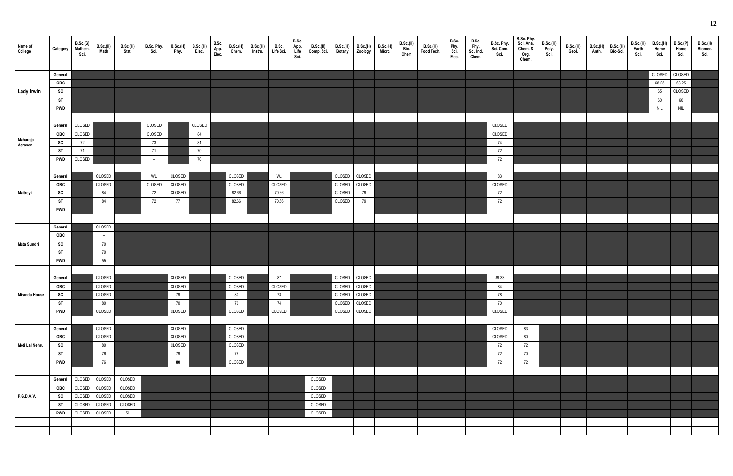| Name of College | Category | B.Sc.(G) Mathem. Sci. | B.Sc.(H) Math | B.Sc.(H) Stat. | B.Sc. Phy. Sci. | B.Sc.(H) Phy. | B.Sc.(H) Elec. | B.Sc. App. Elec. | B.Sc.(H) Chem. | B.Sc.(H) Instru. | B.Sc. Life Sci. | B.Sc. App. Life Sci. | B.Sc.(H) Comp. Sci. | B.Sc.(H) Botany | B.Sc.(H) Zoology | B.Sc.(H) Micro. | B.Sc.(H) Bio-Chem | B.Sc.(H) Food Tech. | B.Sc. Phy. Sci. Elec. | B.Sc. Phy. Sci. Ind. Chem. | B.Sc. Phy. Sci. Com. Sci. | B.Sc. Phy. Sci. Ana. Chem. & Org. Chem. | B.Sc.(H) Poly. Sci. | B.Sc.(H) Geol. | B.Sc.(H) Anth. | B.Sc.(H) Bio-Sci. | B.Sc.(H) Earth Sci. | B.Sc.(H) Home Sci. | B.Sc.(P) Home Sci. | B.Sc.(H) Biomed. Sci. |
|---|---|---|---|---|---|---|---|---|---|---|---|---|---|---|---|---|---|---|---|---|---|---|---|---|---|---|---|---|---|---|
| Lady Irwin | General | | | | | | | | | | | | | | | | | | | | | | | | | | | CLOSED | CLOSED | |
| | OBC | | | | | | | | | | | | | | | | | | | | | | | | | | | 68.25 | 68.25 | |
| | SC | | | | | | | | | | | | | | | | | | | | | | | | | | | 65 | CLOSED | |
| | ST | | | | | | | | | | | | | | | | | | | | | | | | | | | 60 | 60 | |
| | PWD | | | | | | | | | | | | | | | | | | | | | | | | | | | NIL | NIL | |
| Maharaja Agrasen | General | CLOSED | | | CLOSED | | CLOSED | | | | | | | | | | | | | | CLOSED | | | | | | | | | |
| | OBC | CLOSED | | | CLOSED | | 84 | | | | | | | | | | | | | | CLOSED | | | | | | | | | |
| | SC | 72 | | | 73 | | 81 | | | | | | | | | | | | | | 74 | | | | | | | | | |
| | ST | 71 | | | 71 | | 70 | | | | | | | | | | | | | | 72 | | | | | | | | | |
| | PWD | CLOSED | | | – | | 70 | | | | | | | | | | | | | | 72 | | | | | | | | | |
| Maitreyi | General | | CLOSED | | WL | CLOSED | | | CLOSED | | WL | | | CLOSED | CLOSED | | | | | | 83 | | | | | | | | | |
| | OBC | | CLOSED | | CLOSED | CLOSED | | | CLOSED | | CLOSED | | | CLOSED | CLOSED | | | | | | CLOSED | | | | | | | | | |
| | SC | | 84 | | 72 | CLOSED | | | 82.66 | | 70.66 | | | CLOSED | 79 | | | | | | 72 | | | | | | | | | |
| | ST | | 84 | | 72 | 77 | | | 82.66 | | 70.66 | | | CLOSED | 79 | | | | | | 72 | | | | | | | | | |
| | PWD | | – | | – | – | | | – | | – | | | – | – | | | | | | – | | | | | | | | | |
| Mata Sundri | General | | CLOSED | | | | | | | | | | | | | | | | | | | | | | | | | | | |
| | OBC | | – | | | | | | | | | | | | | | | | | | | | | | | | | | | |
| | SC | | 70 | | | | | | | | | | | | | | | | | | | | | | | | | | | |
| | ST | | 70 | | | | | | | | | | | | | | | | | | | | | | | | | | | |
| | PWD | | 55 | | | | | | | | | | | | | | | | | | | | | | | | | | | |
| Miranda House | General | | CLOSED | | | CLOSED | | | CLOSED | | 87 | | | CLOSED | CLOSED | | | | | | 89.33 | | | | | | | | | |
| | OBC | | CLOSED | | | CLOSED | | | CLOSED | | CLOSED | | | CLOSED | CLOSED | | | | | | 84 | | | | | | | | | |
| | SC | | CLOSED | | | 79 | | | 80 | | 73 | | | CLOSED | CLOSED | | | | | | 78 | | | | | | | | | |
| | ST | | 80 | | | 70 | | | 70 | | 74 | | | CLOSED | CLOSED | | | | | | 70 | | | | | | | | | |
| | PWD | | CLOSED | | | CLOSED | | | CLOSED | | CLOSED | | | CLOSED | CLOSED | | | | | | CLOSED | | | | | | | | | |
| Moti Lal Nehru | General | | CLOSED | | | CLOSED | | | CLOSED | | | | | | | | | | | | CLOSED | 83 | | | | | | | | |
| | OBC | | CLOSED | | | CLOSED | | | CLOSED | | | | | | | | | | | | CLOSED | 80 | | | | | | | | |
| | SC | | 80 | | | CLOSED | | | CLOSED | | | | | | | | | | | | 72 | 72 | | | | | | | | |
| | ST | | 76 | | | 79 | | | 76 | | | | | | | | | | | | 72 | 70 | | | | | | | | |
| | PWD | | 76 | | | 80 | | | CLOSED | | | | | | | | | | | | 72 | 72 | | | | | | | | |
| P.G.D.A.V. | General | CLOSED | CLOSED | CLOSED | | | | | | | | | CLOSED | | | | | | | | | | | | | | | | | |
| | OBC | CLOSED | CLOSED | CLOSED | | | | | | | | | CLOSED | | | | | | | | | | | | | | | | | |
| | SC | CLOSED | CLOSED | CLOSED | | | | | | | | | CLOSED | | | | | | | | | | | | | | | | | |
| | ST | CLOSED | CLOSED | CLOSED | | | | | | | | | CLOSED | | | | | | | | | | | | | | | | | |
| | PWD | CLOSED | CLOSED | 50 | | | | | | | | | CLOSED | | | | | | | | | | | | | | | | | |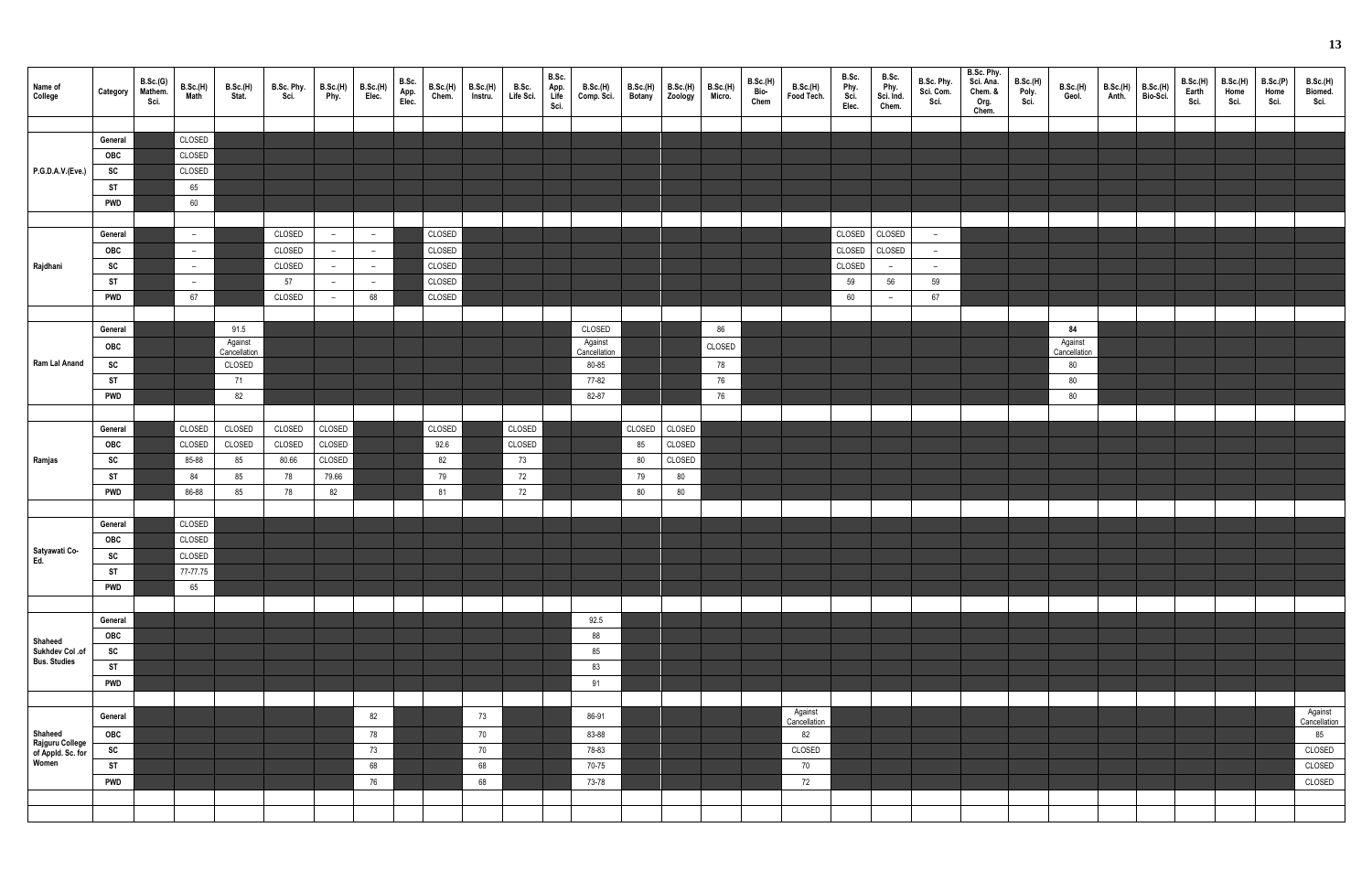| Name of College | Category | B.Sc.(G) Mathem. Sci. | B.Sc.(H) Math | B.Sc.(H) Stat. | B.Sc. Phy. Sci. | B.Sc.(H) Phy. | B.Sc.(H) Elec. | B.Sc. App. Elec. | B.Sc.(H) Chem. | B.Sc.(H) Instru. | B.Sc. Life Sci. | B.Sc. App. Life Sci. | B.Sc.(H) Comp. Sci. | B.Sc.(H) Botany | B.Sc.(H) Zoology | B.Sc.(H) Micro. | B.Sc.(H) Bio-Chem | B.Sc.(H) Food Tech. | B.Sc. Phy. Sci. Elec. | B.Sc. Phy. Sci. Ind. Chem. | B.Sc. Phy. Sci. Com. Sci. | B.Sc. Phy. Sci. Ana. Chem. & Org. Chem. | B.Sc.(H) Poly. Sci. | B.Sc.(H) Geol. | B.Sc.(H) Anth. | B.Sc.(H) Bio-Sci. | B.Sc.(H) Earth Sci. | B.Sc.(H) Home Sci. | B.Sc.(P) Home Sci. | B.Sc.(H) Biomed. Sci. |
|---|---|---|---|---|---|---|---|---|---|---|---|---|---|---|---|---|---|---|---|---|---|---|---|---|---|---|---|---|---|---|
| P.G.D.A.V.(Eve.) | General | | CLOSED | | | | | | | | | | | | | | | | | | | | | | | | | | | |
| | OBC | | CLOSED | | | | | | | | | | | | | | | | | | | | | | | | | | | |
| | SC | | CLOSED | | | | | | | | | | | | | | | | | | | | | | | | | | | |
| | ST | | 65 | | | | | | | | | | | | | | | | | | | | | | | | | | | |
| | PWD | | 60 | | | | | | | | | | | | | | | | | | | | | | | | | | | |
| Rajdhani | General | | – | | CLOSED | – | – | | CLOSED | | | | | | | | | | CLOSED | CLOSED | – | | | | | | | | | |
| | OBC | | – | | CLOSED | – | – | | CLOSED | | | | | | | | | | CLOSED | CLOSED | – | | | | | | | | | |
| | SC | | – | | CLOSED | – | – | | CLOSED | | | | | | | | | | CLOSED | – | – | | | | | | | | | |
| | ST | | – | | 57 | – | – | | CLOSED | | | | | | | | | | 59 | 56 | 59 | | | | | | | | | |
| | PWD | | 67 | | CLOSED | – | 68 | | CLOSED | | | | | | | | | | 60 | – | 67 | | | | | | | | | |
| Ram Lal Anand | General | | | 91.5 | | | | | | | | | CLOSED | | | 86 | | | | | | | | 84 | | | | | | |
| | OBC | | | Against Cancellation | | | | | | | | | Against Cancellation | | | CLOSED | | | | | | | | Against Cancellation | | | | | | |
| | SC | | | CLOSED | | | | | | | | | 80-85 | | | 78 | | | | | | | | 80 | | | | | | |
| | ST | | | 71 | | | | | | | | | 77-82 | | | 76 | | | | | | | | 80 | | | | | | |
| | PWD | | | 82 | | | | | | | | | 82-87 | | | 76 | | | | | | | | 80 | | | | | | |
| Ramjas | General | | CLOSED | CLOSED | CLOSED | CLOSED | | | CLOSED | | CLOSED | | | CLOSED | CLOSED | | | | | | | | | | | | | | | |
| | OBC | | CLOSED | CLOSED | CLOSED | CLOSED | | | 92.6 | | CLOSED | | | 85 | CLOSED | | | | | | | | | | | | | | | |
| | SC | | 85-88 | 85 | 80.66 | CLOSED | | | 82 | | 73 | | | 80 | CLOSED | | | | | | | | | | | | | | | |
| | ST | | 84 | 85 | 78 | 79.66 | | | 79 | | 72 | | | 79 | 80 | | | | | | | | | | | | | | | |
| | PWD | | 86-88 | 85 | 78 | 82 | | | 81 | | 72 | | | 80 | 80 | | | | | | | | | | | | | | | |
| Satyawati Co-Ed. | General | | CLOSED | | | | | | | | | | | | | | | | | | | | | | | | | | | |
| | OBC | | CLOSED | | | | | | | | | | | | | | | | | | | | | | | | | | | |
| | SC | | CLOSED | | | | | | | | | | | | | | | | | | | | | | | | | | | |
| | ST | | 77-77.75 | | | | | | | | | | | | | | | | | | | | | | | | | | | |
| | PWD | | 65 | | | | | | | | | | | | | | | | | | | | | | | | | | | |
| Shaheed Sukhdev Col .of Bus. Studies | General | | | | | | | | | | | | 92.5 | | | | | | | | | | | | | | | | | |
| | OBC | | | | | | | | | | | | 88 | | | | | | | | | | | | | | | | | |
| | SC | | | | | | | | | | | | 85 | | | | | | | | | | | | | | | | | |
| | ST | | | | | | | | | | | | 83 | | | | | | | | | | | | | | | | | |
| | PWD | | | | | | | | | | | | 91 | | | | | | | | | | | | | | | | | |
| Shaheed Rajguru College of Appld. Sc. for Women | General | | | | | | 82 | | | 73 | | | 86-91 | | | | | Against Cancellation | | | | | | | | | | | | Against Cancellation |
| | OBC | | | | | | 78 | | | 70 | | | 83-88 | | | | | 82 | | | | | | | | | | | | 85 |
| | SC | | | | | | 73 | | | 70 | | | 78-83 | | | | | CLOSED | | | | | | | | | | | | CLOSED |
| | ST | | | | | | 68 | | | 68 | | | 70-75 | | | | | 70 | | | | | | | | | | | | CLOSED |
| | PWD | | | | | | 76 | | | 68 | | | 73-78 | | | | | 72 | | | | | | | | | | | | CLOSED |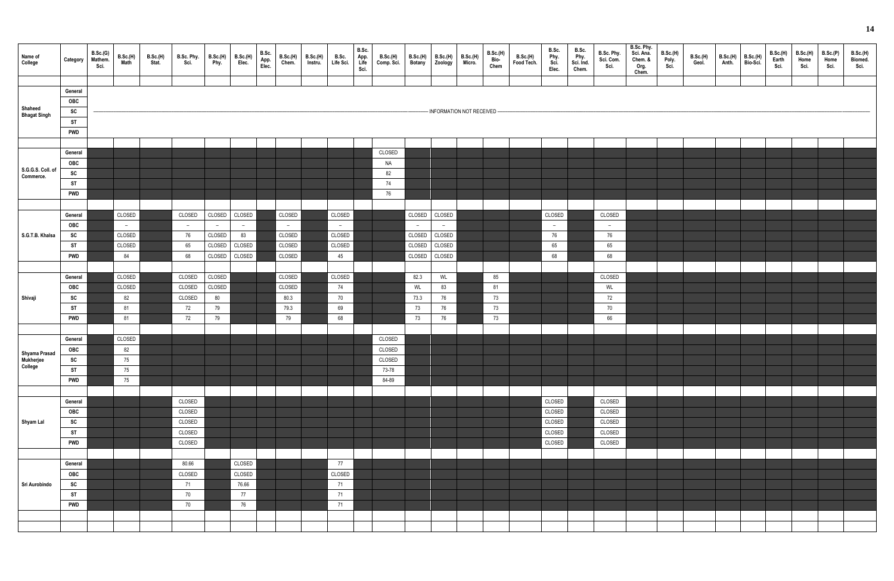| Name of College | Category | B.Sc.(G) Mathem. Sci. | B.Sc.(H) Math | B.Sc.(H) Stat. | B.Sc. Phy. Sci. | B.Sc.(H) Phy. | B.Sc.(H) Elec. | B.Sc. App. Elec. | B.Sc.(H) Chem. | B.Sc.(H) Instru. | B.Sc. Life Sci. | B.Sc. App. Life Sci. | B.Sc.(H) Comp. Sci. | B.Sc.(H) Botany | B.Sc.(H) Zoology | B.Sc.(H) Micro. | B.Sc.(H) Bio-Chem | B.Sc.(H) Food Tech. | B.Sc. Phy. Sci. Elec. | B.Sc. Phy. Sci. Ind. Chem. | B.Sc. Phy. Sci. Com. Sci. | B.Sc. Phy. Sci. Ana. Chem. & Org. Chem. | B.Sc.(H) Poly. Sci. | B.Sc.(H) Geol. | B.Sc.(H) Anth. | B.Sc.(H) Bio-Sci. | B.Sc.(H) Earth Sci. | B.Sc.(H) Home Sci. | B.Sc.(P) Home Sci. | B.Sc.(H) Biomed. Sci. |
|---|---|---|---|---|---|---|---|---|---|---|---|---|---|---|---|---|---|---|---|---|---|---|---|---|---|---|---|---|---|---|
| Shaheed Bhagat Singh | General | INFORMATION NOT RECEIVED | | | | | | | | | | | | | | | | | | | | | | | | | | | | |
| | OBC | | | | | | | | | | | | | | | | | | | | | | | | | | | | | |
| | SC | | | | | | | | | | | | | | | | | | | | | | | | | | | | | |
| | ST | | | | | | | | | | | | | | | | | | | | | | | | | | | | | |
| | PWD | | | | | | | | | | | | | | | | | | | | | | | | | | | | | |
| S.G.G.S. Coll. of Commerce. | General | | | | | | | | | | | | CLOSED | | | | | | | | | | | | | | | | | |
| | OBC | | | | | | | | | | | | NA | | | | | | | | | | | | | | | | | |
| | SC | | | | | | | | | | | | 82 | | | | | | | | | | | | | | | | | |
| | ST | | | | | | | | | | | | 74 | | | | | | | | | | | | | | | | | |
| | PWD | | | | | | | | | | | | 76 | | | | | | | | | | | | | | | | | |
| S.G.T.B. Khalsa | General | | CLOSED | | CLOSED | CLOSED | CLOSED | | CLOSED | | CLOSED | | | CLOSED | CLOSED | | | | CLOSED | | CLOSED | | | | | | | | | |
| | OBC | | – | | – | – | – | | – | | – | | | – | – | | | | – | | – | | | | | | | | | |
| | SC | | CLOSED | | 76 | CLOSED | 83 | | CLOSED | | CLOSED | | | CLOSED | CLOSED | | | | 76 | | 76 | | | | | | | | | |
| | ST | | CLOSED | | 65 | CLOSED | CLOSED | | CLOSED | | CLOSED | | | CLOSED | CLOSED | | | | 65 | | 65 | | | | | | | | | |
| | PWD | | 84 | | 68 | CLOSED | CLOSED | | CLOSED | | 45 | | | CLOSED | CLOSED | | | | 68 | | 68 | | | | | | | | | |
| Shivaji | General | | CLOSED | | CLOSED | CLOSED | | | CLOSED | | CLOSED | | | 82.3 | WL | | 85 | | | | CLOSED | | | | | | | | | |
| | OBC | | CLOSED | | CLOSED | CLOSED | | | CLOSED | | 74 | | | WL | 83 | | 81 | | | | WL | | | | | | | | | |
| | SC | | 82 | | CLOSED | 80 | | | 80.3 | | 70 | | | 73.3 | 76 | | 73 | | | | 72 | | | | | | | | | |
| | ST | | 81 | | 72 | 79 | | | 79.3 | | 69 | | | 73 | 76 | | 73 | | | | 70 | | | | | | | | | |
| | PWD | | 81 | | 72 | 79 | | | 79 | | 68 | | | 73 | 76 | | 73 | | | | 66 | | | | | | | | | |
| Shyama Prasad Mukherjee College | General | | CLOSED | | | | | | | | | | CLOSED | | | | | | | | | | | | | | | | | |
| | OBC | | 82 | | | | | | | | | | CLOSED | | | | | | | | | | | | | | | | | |
| | SC | | 75 | | | | | | | | | | CLOSED | | | | | | | | | | | | | | | | | |
| | ST | | 75 | | | | | | | | | | 73-78 | | | | | | | | | | | | | | | | | |
| | PWD | | 75 | | | | | | | | | | 84-89 | | | | | | | | | | | | | | | | | |
| Shyam Lal | General | | | | CLOSED | | | | | | | | | | | | | | CLOSED | | CLOSED | | | | | | | | | |
| | OBC | | | | CLOSED | | | | | | | | | | | | | | CLOSED | | CLOSED | | | | | | | | | |
| | SC | | | | CLOSED | | | | | | | | | | | | | | CLOSED | | CLOSED | | | | | | | | | |
| | ST | | | | CLOSED | | | | | | | | | | | | | | CLOSED | | CLOSED | | | | | | | | | |
| | PWD | | | | CLOSED | | | | | | | | | | | | | | CLOSED | | CLOSED | | | | | | | | | |
| Sri Aurobindo | General | | | | 80.66 | | CLOSED | | | | 77 | | | | | | | | | | | | | | | | | | | |
| | OBC | | | | CLOSED | | CLOSED | | | | CLOSED | | | | | | | | | | | | | | | | | | | |
| | SC | | | | 71 | | 76.66 | | | | 71 | | | | | | | | | | | | | | | | | | | |
| | ST | | | | 70 | | 77 | | | | 71 | | | | | | | | | | | | | | | | | | | |
| | PWD | | | | 70 | | 76 | | | | 71 | | | | | | | | | | | | | | | | | | | |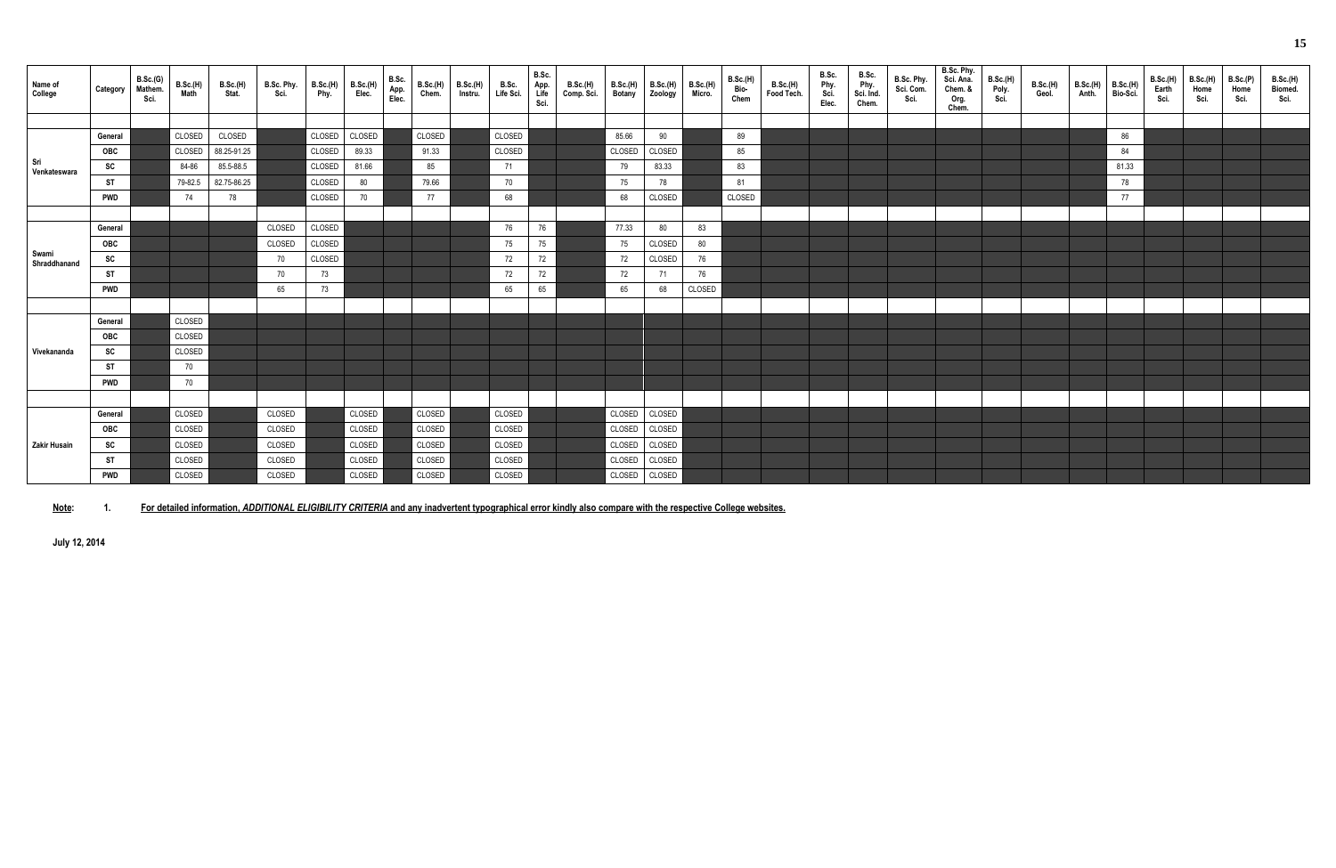| Name of College | Category | B.Sc.(G) Mathem. Sci. | B.Sc.(H) Math | B.Sc.(H) Stat. | B.Sc. Phy. Sci. | B.Sc.(H) Phy. | B.Sc.(H) Elec. | B.Sc. App. Elec. | B.Sc.(H) Chem. | B.Sc.(H) Instru. | B.Sc. Life Sci. | B.Sc. App. Life Sci. | B.Sc.(H) Comp. Sci. | B.Sc.(H) Botany | B.Sc.(H) Zoology | B.Sc.(H) Micro. | B.Sc.(H) Bio-Chem | B.Sc.(H) Food Tech. | B.Sc. Phy. Sci. Elec. | B.Sc. Phy. Sci. Ind. Chem. | B.Sc. Phy. Sci. Com. Sci. | B.Sc. Phy. Sci. Ana. Chem. & Org. Chem. | B.Sc.(H) Poly. Sci. | B.Sc.(H) Geol. | B.Sc.(H) Anth. | B.Sc.(H) Bio-Sci. | B.Sc.(H) Earth Sci. | B.Sc.(H) Home Sci. | B.Sc.(P) Home Sci. | B.Sc.(H) Biomed. Sci. |
|---|---|---|---|---|---|---|---|---|---|---|---|---|---|---|---|---|---|---|---|---|---|---|---|---|---|---|---|---|---|---|
| Sri Venkateswara | General | | CLOSED | CLOSED | | CLOSED | CLOSED | | CLOSED | | CLOSED | | | 85.66 | 90 | | 89 | | | | | | | | | 86 | | | | |
| | OBC | | CLOSED | 88.25-91.25 | | CLOSED | 89.33 | | 91.33 | | CLOSED | | | CLOSED | CLOSED | | 85 | | | | | | | | | 84 | | | | |
| | SC | | 84-86 | 85.5-88.5 | | CLOSED | 81.66 | | 85 | | 71 | | | 79 | 83.33 | | 83 | | | | | | | | | 81.33 | | | | |
| | ST | | 79-82.5 | 82.75-86.25 | | CLOSED | 80 | | 79.66 | | 70 | | | 75 | 78 | | 81 | | | | | | | | | 78 | | | | |
| | PWD | | 74 | 78 | | CLOSED | 70 | | 77 | | 68 | | | 68 | CLOSED | | CLOSED | | | | | | | | | 77 | | | | |
| Swami Shraddhanand | General | | | | CLOSED | CLOSED | | | | | 76 | 76 | | 77.33 | 80 | 83 | | | | | | | | | | | | | | |
| | OBC | | | | CLOSED | CLOSED | | | | | 75 | 75 | | 75 | CLOSED | 80 | | | | | | | | | | | | | | |
| | SC | | | | 70 | CLOSED | | | | | 72 | 72 | | 72 | CLOSED | 76 | | | | | | | | | | | | | | |
| | ST | | | | 70 | 73 | | | | | 72 | 72 | | 72 | 71 | 76 | | | | | | | | | | | | | | |
| | PWD | | | | 65 | 73 | | | | | 65 | 65 | | 65 | 68 | CLOSED | | | | | | | | | | | | | | |
| Vivekananda | General | | CLOSED | | | | | | | | | | | | | | | | | | | | | | | | | | | |
| | OBC | | CLOSED | | | | | | | | | | | | | | | | | | | | | | | | | | | |
| | SC | | CLOSED | | | | | | | | | | | | | | | | | | | | | | | | | | | |
| | ST | | 70 | | | | | | | | | | | | | | | | | | | | | | | | | | | |
| | PWD | | 70 | | | | | | | | | | | | | | | | | | | | | | | | | | | |
| Zakir Husain | General | | CLOSED | | CLOSED | | CLOSED | | CLOSED | | CLOSED | | | CLOSED | CLOSED | | | | | | | | | | | | | | | |
| | OBC | | CLOSED | | CLOSED | | CLOSED | | CLOSED | | CLOSED | | | CLOSED | CLOSED | | | | | | | | | | | | | | | |
| | SC | | CLOSED | | CLOSED | | CLOSED | | CLOSED | | CLOSED | | | CLOSED | CLOSED | | | | | | | | | | | | | | | |
| | ST | | CLOSED | | CLOSED | | CLOSED | | CLOSED | | CLOSED | | | CLOSED | CLOSED | | | | | | | | | | | | | | | |
| | PWD | | CLOSED | | CLOSED | | CLOSED | | CLOSED | | CLOSED | | | CLOSED | CLOSED | | | | | | | | | | | | | | | |

**Note:** 1. **For detailed information, *ADDITIONAL ELIGIBILITY CRITERIA* and any inadvertent typographical error kindly also compare with the respective College websites.**

**July 12, 2014**